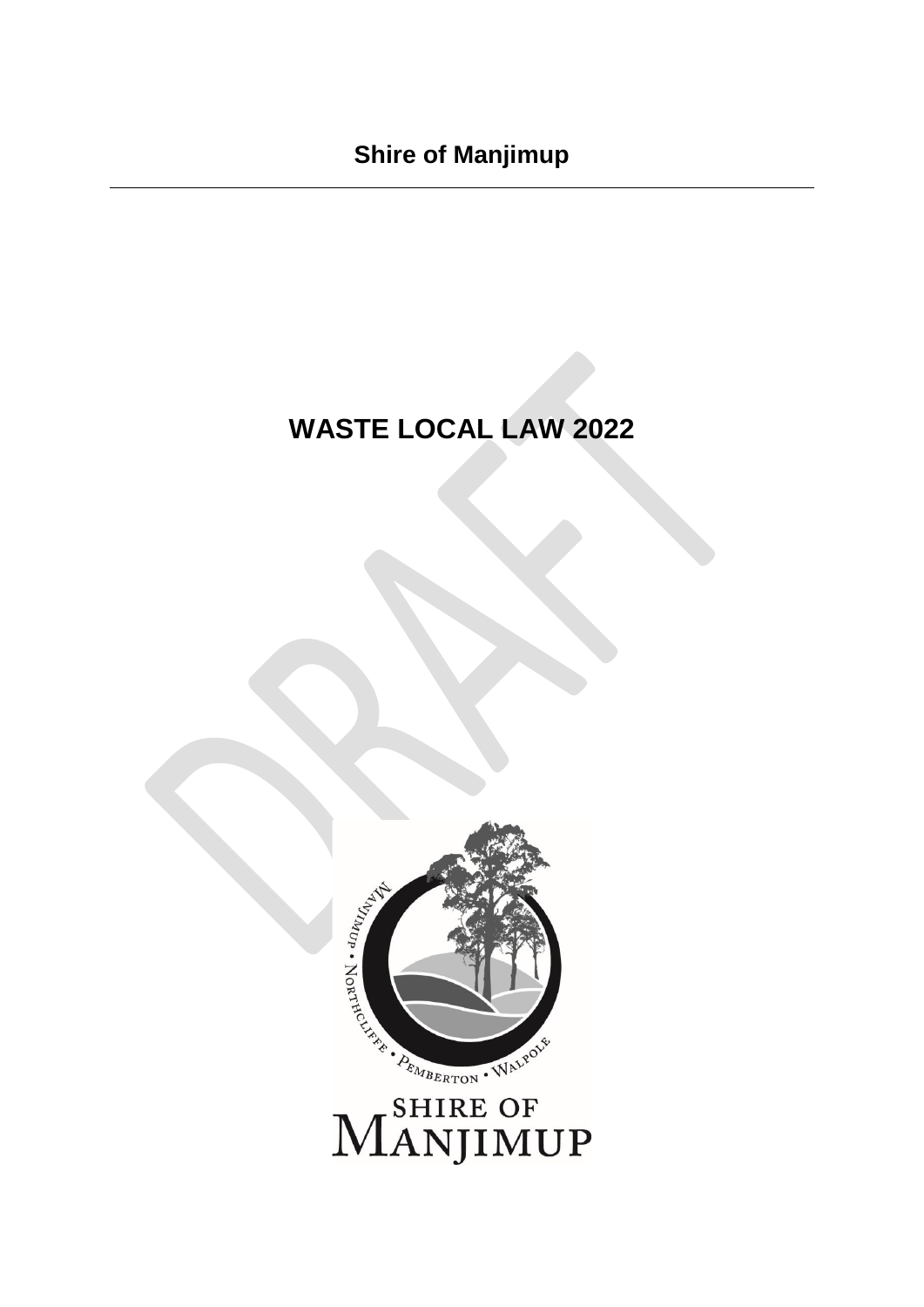**Shire of Manjimup**

# WASTE LOCAL LAW 2022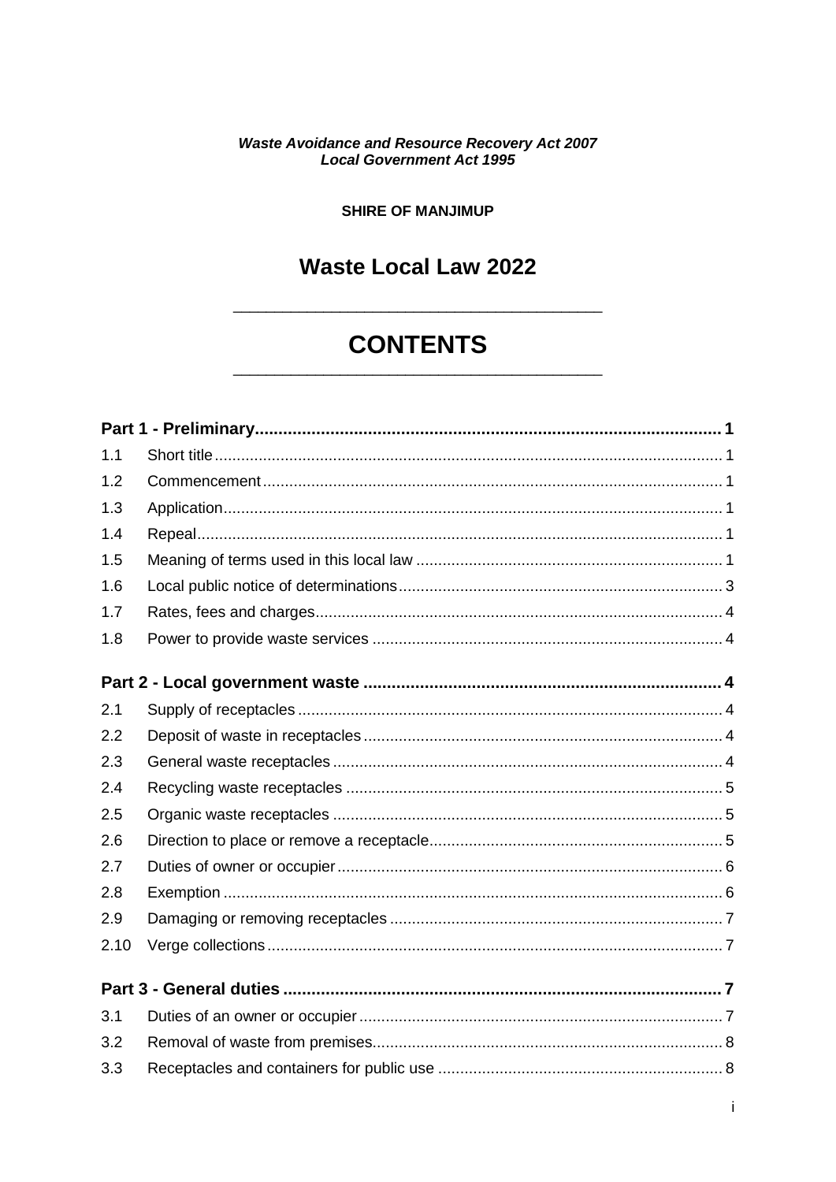*Waste Avoidance and Resource Recovery Act 2007*
*Local Government Act 1995*

**SHIRE OF MANJIMUP**

# Waste Local Law 2022

# CONTENTS

**Part 1 - Preliminary ........ 1**

| | | |
|---|---|---|
| 1.1 | Short title | 1 |
| 1.2 | Commencement | 1 |
| 1.3 | Application | 1 |
| 1.4 | Repeal | 1 |
| 1.5 | Meaning of terms used in this local law | 1 |
| 1.6 | Local public notice of determinations | 3 |
| 1.7 | Rates, fees and charges | 4 |
| 1.8 | Power to provide waste services | 4 |

**Part 2 - Local government waste ........ 4**

| | | |
|---|---|---|
| 2.1 | Supply of receptacles | 4 |
| 2.2 | Deposit of waste in receptacles | 4 |
| 2.3 | General waste receptacles | 4 |
| 2.4 | Recycling waste receptacles | 5 |
| 2.5 | Organic waste receptacles | 5 |
| 2.6 | Direction to place or remove a receptacle | 5 |
| 2.7 | Duties of owner or occupier | 6 |
| 2.8 | Exemption | 6 |
| 2.9 | Damaging or removing receptacles | 7 |
| 2.10 | Verge collections | 7 |

**Part 3 - General duties ........ 7**

| | | |
|---|---|---|
| 3.1 | Duties of an owner or occupier | 7 |
| 3.2 | Removal of waste from premises | 8 |
| 3.3 | Receptacles and containers for public use | 8 |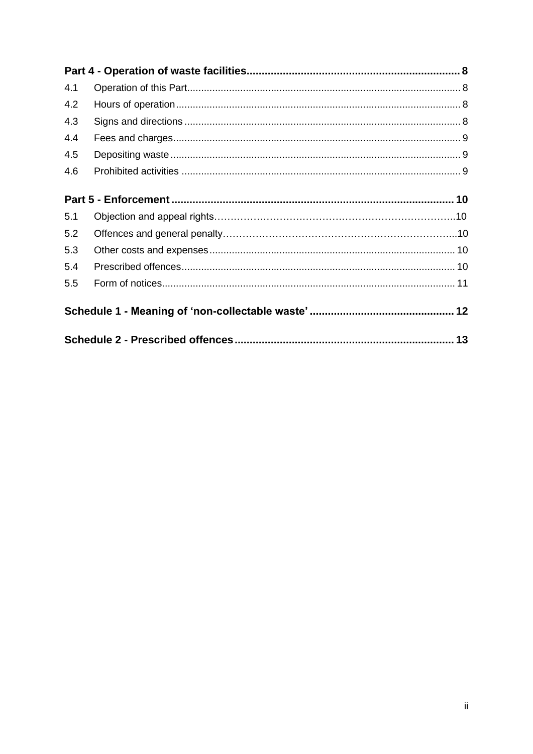| | | |
|---|---|---|
| **Part 4 - Operation of waste facilities** | | **8** |
| 4.1 | Operation of this Part | 8 |
| 4.2 | Hours of operation | 8 |
| 4.3 | Signs and directions | 8 |
| 4.4 | Fees and charges | 9 |
| 4.5 | Depositing waste | 9 |
| 4.6 | Prohibited activities | 9 |
| **Part 5 - Enforcement** | | **10** |
| 5.1 | Objection and appeal rights | 10 |
| 5.2 | Offences and general penalty | 10 |
| 5.3 | Other costs and expenses | 10 |
| 5.4 | Prescribed offences | 10 |
| 5.5 | Form of notices | 11 |
| **Schedule 1 - Meaning of 'non-collectable waste'** | | **12** |
| **Schedule 2 - Prescribed offences** | | **13** |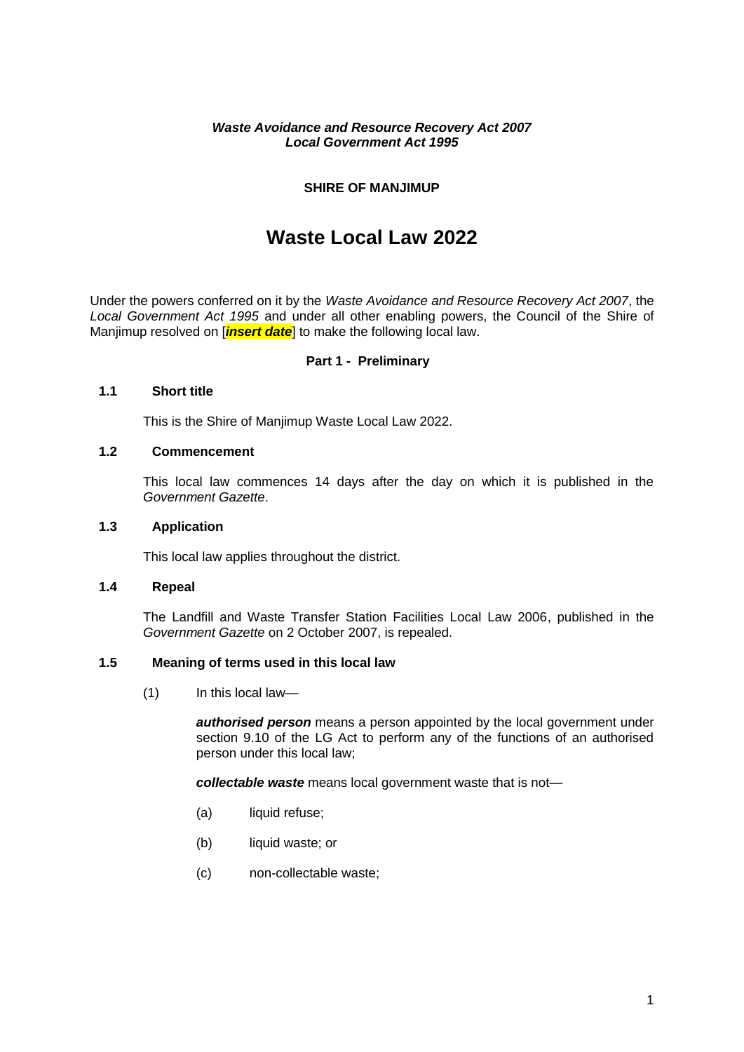***Waste Avoidance and Resource Recovery Act 2007***
***Local Government Act 1995***

**SHIRE OF MANJIMUP**

# Waste Local Law 2022

Under the powers conferred on it by the *Waste Avoidance and Resource Recovery Act 2007*, the *Local Government Act 1995* and under all other enabling powers, the Council of the Shire of Manjimup resolved on [***insert date***] to make the following local law.

## Part 1 - Preliminary

### 1.1 Short title

This is the Shire of Manjimup Waste Local Law 2022.

### 1.2 Commencement

This local law commences 14 days after the day on which it is published in the *Government Gazette*.

### 1.3 Application

This local law applies throughout the district.

### 1.4 Repeal

The Landfill and Waste Transfer Station Facilities Local Law 2006, published in the *Government Gazette* on 2 October 2007, is repealed.

### 1.5 Meaning of terms used in this local law

(1) In this local law—

***authorised person*** means a person appointed by the local government under section 9.10 of the LG Act to perform any of the functions of an authorised person under this local law;

***collectable waste*** means local government waste that is not—

(a) liquid refuse;

(b) liquid waste; or

(c) non-collectable waste;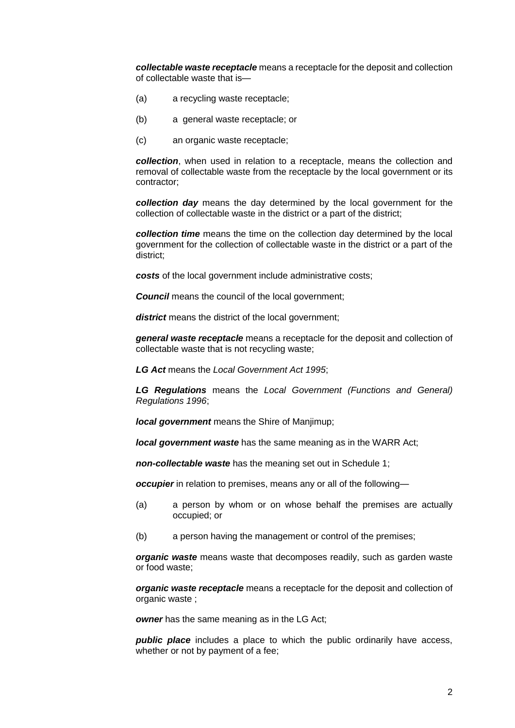***collectable waste receptacle*** means a receptacle for the deposit and collection of collectable waste that is—

(a) a recycling waste receptacle;

(b) a general waste receptacle; or

(c) an organic waste receptacle;

***collection***, when used in relation to a receptacle, means the collection and removal of collectable waste from the receptacle by the local government or its contractor;

***collection day*** means the day determined by the local government for the collection of collectable waste in the district or a part of the district;

***collection time*** means the time on the collection day determined by the local government for the collection of collectable waste in the district or a part of the district;

***costs*** of the local government include administrative costs;

***Council*** means the council of the local government;

***district*** means the district of the local government;

***general waste receptacle*** means a receptacle for the deposit and collection of collectable waste that is not recycling waste;

***LG Act*** means the *Local Government Act 1995*;

***LG Regulations*** means the *Local Government (Functions and General) Regulations 1996*;

***local government*** means the Shire of Manjimup;

***local government waste*** has the same meaning as in the WARR Act;

***non-collectable waste*** has the meaning set out in Schedule 1;

***occupier*** in relation to premises, means any or all of the following—

(a) a person by whom or on whose behalf the premises are actually occupied; or

(b) a person having the management or control of the premises;

***organic waste*** means waste that decomposes readily, such as garden waste or food waste;

***organic waste receptacle*** means a receptacle for the deposit and collection of organic waste ;

***owner*** has the same meaning as in the LG Act;

***public place*** includes a place to which the public ordinarily have access, whether or not by payment of a fee;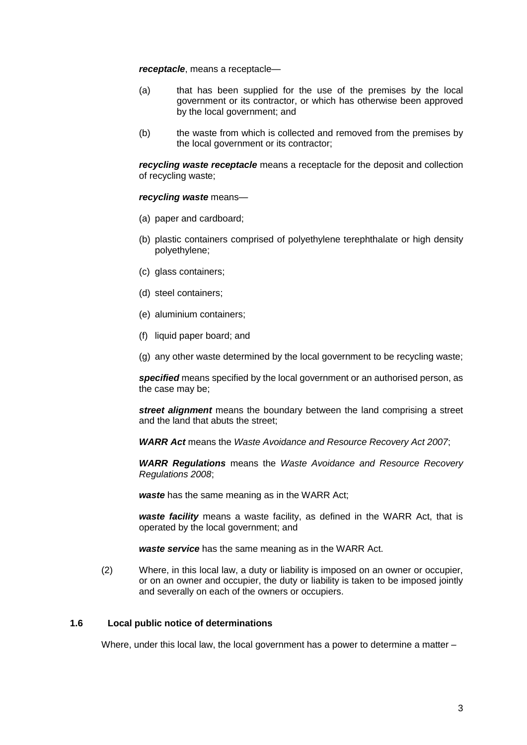***receptacle***, means a receptacle—

(a) that has been supplied for the use of the premises by the local government or its contractor, or which has otherwise been approved by the local government; and

(b) the waste from which is collected and removed from the premises by the local government or its contractor;

***recycling waste receptacle*** means a receptacle for the deposit and collection of recycling waste;

***recycling waste*** means—

(a) paper and cardboard;

(b) plastic containers comprised of polyethylene terephthalate or high density polyethylene;

(c) glass containers;

(d) steel containers;

(e) aluminium containers;

(f) liquid paper board; and

(g) any other waste determined by the local government to be recycling waste;

***specified*** means specified by the local government or an authorised person, as the case may be;

***street alignment*** means the boundary between the land comprising a street and the land that abuts the street;

***WARR Act*** means the *Waste Avoidance and Resource Recovery Act 2007*;

***WARR Regulations*** means the *Waste Avoidance and Resource Recovery Regulations 2008*;

***waste*** has the same meaning as in the WARR Act;

***waste facility*** means a waste facility, as defined in the WARR Act, that is operated by the local government; and

***waste service*** has the same meaning as in the WARR Act.

(2) Where, in this local law, a duty or liability is imposed on an owner or occupier, or on an owner and occupier, the duty or liability is taken to be imposed jointly and severally on each of the owners or occupiers.

**1.6 Local public notice of determinations**

Where, under this local law, the local government has a power to determine a matter –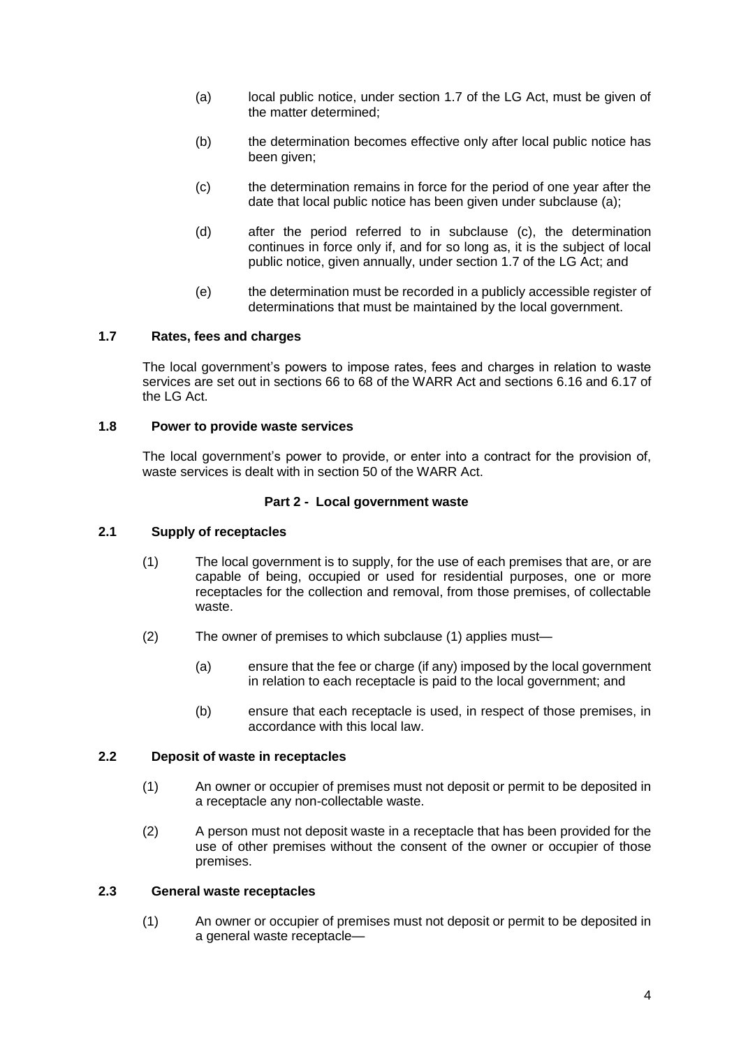(a) local public notice, under section 1.7 of the LG Act, must be given of the matter determined;

(b) the determination becomes effective only after local public notice has been given;

(c) the determination remains in force for the period of one year after the date that local public notice has been given under subclause (a);

(d) after the period referred to in subclause (c), the determination continues in force only if, and for so long as, it is the subject of local public notice, given annually, under section 1.7 of the LG Act; and

(e) the determination must be recorded in a publicly accessible register of determinations that must be maintained by the local government.

### 1.7 Rates, fees and charges

The local government's powers to impose rates, fees and charges in relation to waste services are set out in sections 66 to 68 of the WARR Act and sections 6.16 and 6.17 of the LG Act.

### 1.8 Power to provide waste services

The local government's power to provide, or enter into a contract for the provision of, waste services is dealt with in section 50 of the WARR Act.

## Part 2 - Local government waste

### 2.1 Supply of receptacles

(1) The local government is to supply, for the use of each premises that are, or are capable of being, occupied or used for residential purposes, one or more receptacles for the collection and removal, from those premises, of collectable waste.

(2) The owner of premises to which subclause (1) applies must—

(a) ensure that the fee or charge (if any) imposed by the local government in relation to each receptacle is paid to the local government; and

(b) ensure that each receptacle is used, in respect of those premises, in accordance with this local law.

### 2.2 Deposit of waste in receptacles

(1) An owner or occupier of premises must not deposit or permit to be deposited in a receptacle any non-collectable waste.

(2) A person must not deposit waste in a receptacle that has been provided for the use of other premises without the consent of the owner or occupier of those premises.

### 2.3 General waste receptacles

(1) An owner or occupier of premises must not deposit or permit to be deposited in a general waste receptacle—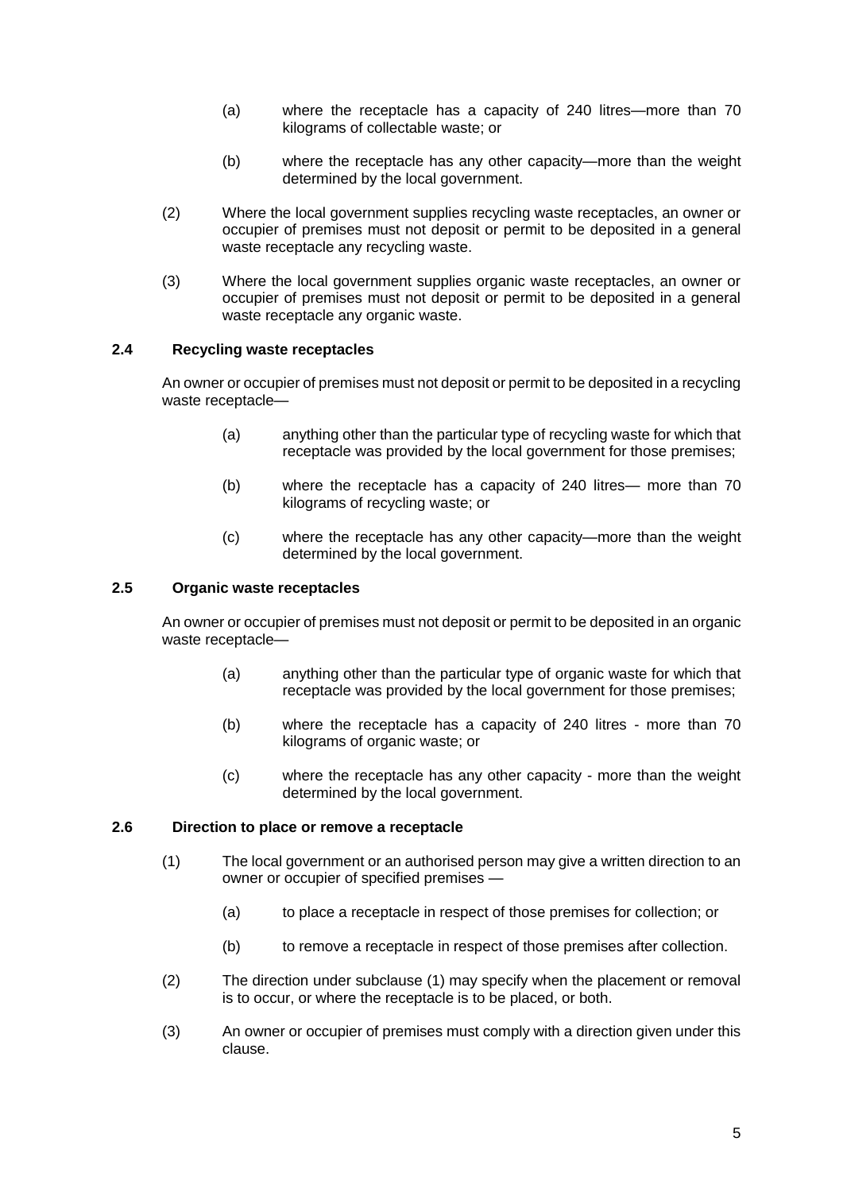(a) where the receptacle has a capacity of 240 litres—more than 70 kilograms of collectable waste; or

(b) where the receptacle has any other capacity—more than the weight determined by the local government.

(2) Where the local government supplies recycling waste receptacles, an owner or occupier of premises must not deposit or permit to be deposited in a general waste receptacle any recycling waste.

(3) Where the local government supplies organic waste receptacles, an owner or occupier of premises must not deposit or permit to be deposited in a general waste receptacle any organic waste.

### 2.4 Recycling waste receptacles

An owner or occupier of premises must not deposit or permit to be deposited in a recycling waste receptacle—

(a) anything other than the particular type of recycling waste for which that receptacle was provided by the local government for those premises;

(b) where the receptacle has a capacity of 240 litres— more than 70 kilograms of recycling waste; or

(c) where the receptacle has any other capacity—more than the weight determined by the local government.

### 2.5 Organic waste receptacles

An owner or occupier of premises must not deposit or permit to be deposited in an organic waste receptacle—

(a) anything other than the particular type of organic waste for which that receptacle was provided by the local government for those premises;

(b) where the receptacle has a capacity of 240 litres - more than 70 kilograms of organic waste; or

(c) where the receptacle has any other capacity - more than the weight determined by the local government.

### 2.6 Direction to place or remove a receptacle

(1) The local government or an authorised person may give a written direction to an owner or occupier of specified premises —

(a) to place a receptacle in respect of those premises for collection; or

(b) to remove a receptacle in respect of those premises after collection.

(2) The direction under subclause (1) may specify when the placement or removal is to occur, or where the receptacle is to be placed, or both.

(3) An owner or occupier of premises must comply with a direction given under this clause.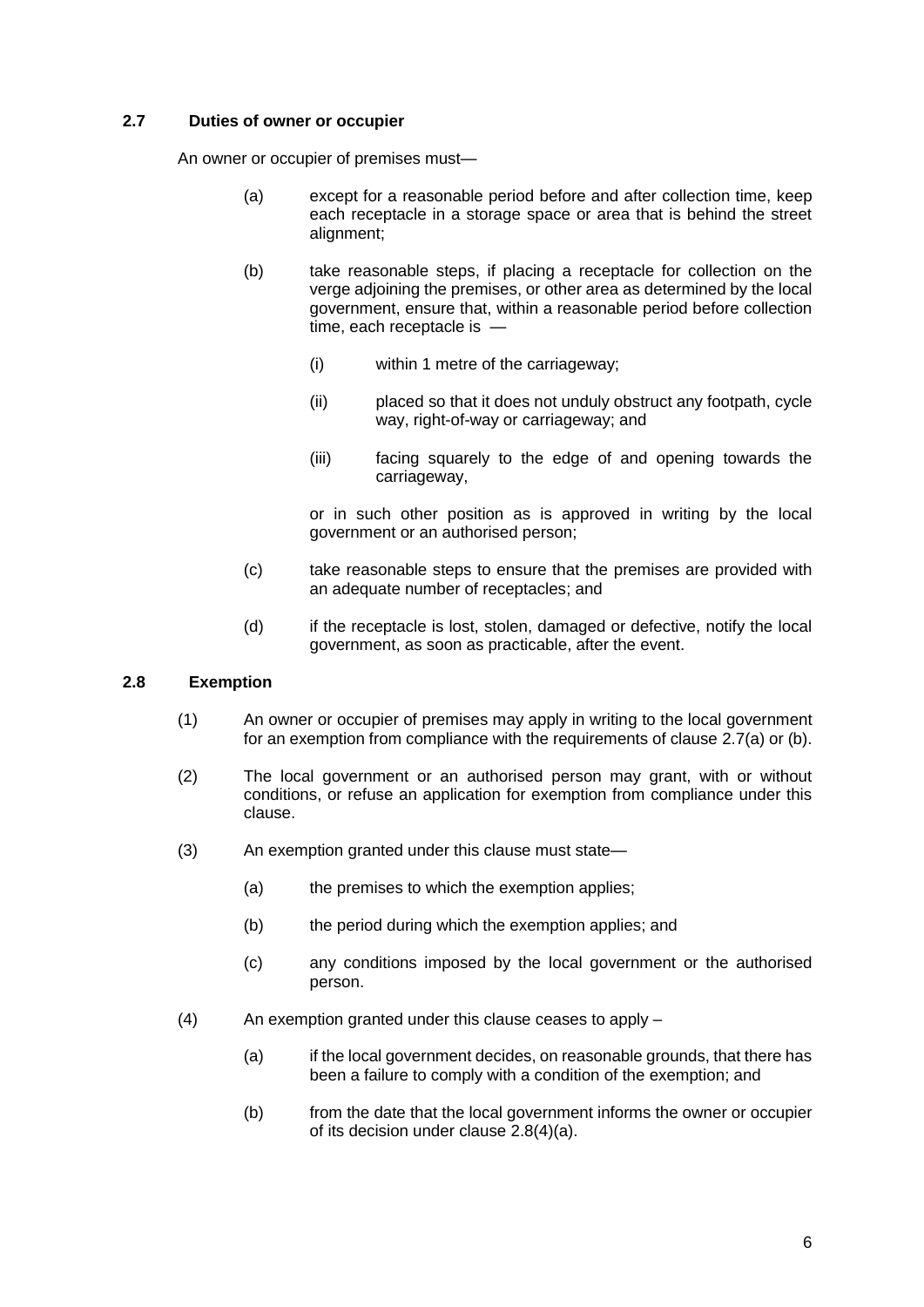### 2.7 Duties of owner or occupier

An owner or occupier of premises must—

(a) except for a reasonable period before and after collection time, keep each receptacle in a storage space or area that is behind the street alignment;

(b) take reasonable steps, if placing a receptacle for collection on the verge adjoining the premises, or other area as determined by the local government, ensure that, within a reasonable period before collection time, each receptacle is —

  (i) within 1 metre of the carriageway;

  (ii) placed so that it does not unduly obstruct any footpath, cycle way, right-of-way or carriageway; and

  (iii) facing squarely to the edge of and opening towards the carriageway,

  or in such other position as is approved in writing by the local government or an authorised person;

(c) take reasonable steps to ensure that the premises are provided with an adequate number of receptacles; and

(d) if the receptacle is lost, stolen, damaged or defective, notify the local government, as soon as practicable, after the event.

### 2.8 Exemption

(1) An owner or occupier of premises may apply in writing to the local government for an exemption from compliance with the requirements of clause 2.7(a) or (b).

(2) The local government or an authorised person may grant, with or without conditions, or refuse an application for exemption from compliance under this clause.

(3) An exemption granted under this clause must state—

  (a) the premises to which the exemption applies;

  (b) the period during which the exemption applies; and

  (c) any conditions imposed by the local government or the authorised person.

(4) An exemption granted under this clause ceases to apply –

  (a) if the local government decides, on reasonable grounds, that there has been a failure to comply with a condition of the exemption; and

  (b) from the date that the local government informs the owner or occupier of its decision under clause 2.8(4)(a).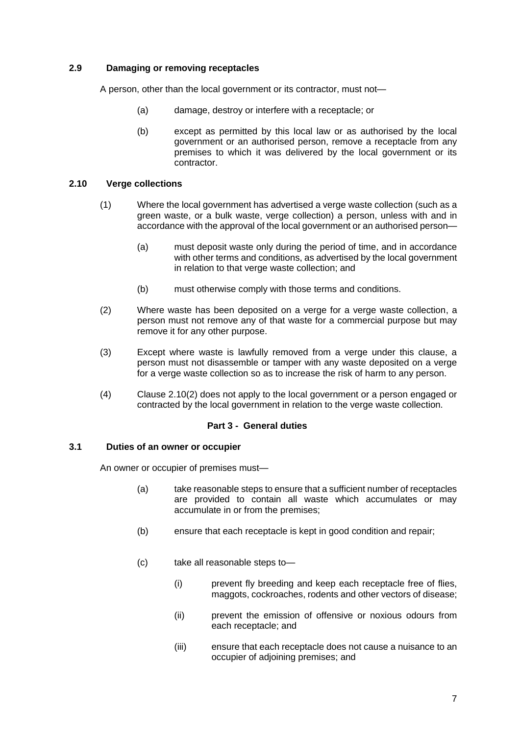### 2.9 Damaging or removing receptacles

A person, other than the local government or its contractor, must not—

(a) damage, destroy or interfere with a receptacle; or

(b) except as permitted by this local law or as authorised by the local government or an authorised person, remove a receptacle from any premises to which it was delivered by the local government or its contractor.

### 2.10 Verge collections

(1) Where the local government has advertised a verge waste collection (such as a green waste, or a bulk waste, verge collection) a person, unless with and in accordance with the approval of the local government or an authorised person—

(a) must deposit waste only during the period of time, and in accordance with other terms and conditions, as advertised by the local government in relation to that verge waste collection; and

(b) must otherwise comply with those terms and conditions.

(2) Where waste has been deposited on a verge for a verge waste collection, a person must not remove any of that waste for a commercial purpose but may remove it for any other purpose.

(3) Except where waste is lawfully removed from a verge under this clause, a person must not disassemble or tamper with any waste deposited on a verge for a verge waste collection so as to increase the risk of harm to any person.

(4) Clause 2.10(2) does not apply to the local government or a person engaged or contracted by the local government in relation to the verge waste collection.

## Part 3 - General duties

### 3.1 Duties of an owner or occupier

An owner or occupier of premises must—

(a) take reasonable steps to ensure that a sufficient number of receptacles are provided to contain all waste which accumulates or may accumulate in or from the premises;

(b) ensure that each receptacle is kept in good condition and repair;

(c) take all reasonable steps to—

(i) prevent fly breeding and keep each receptacle free of flies, maggots, cockroaches, rodents and other vectors of disease;

(ii) prevent the emission of offensive or noxious odours from each receptacle; and

(iii) ensure that each receptacle does not cause a nuisance to an occupier of adjoining premises; and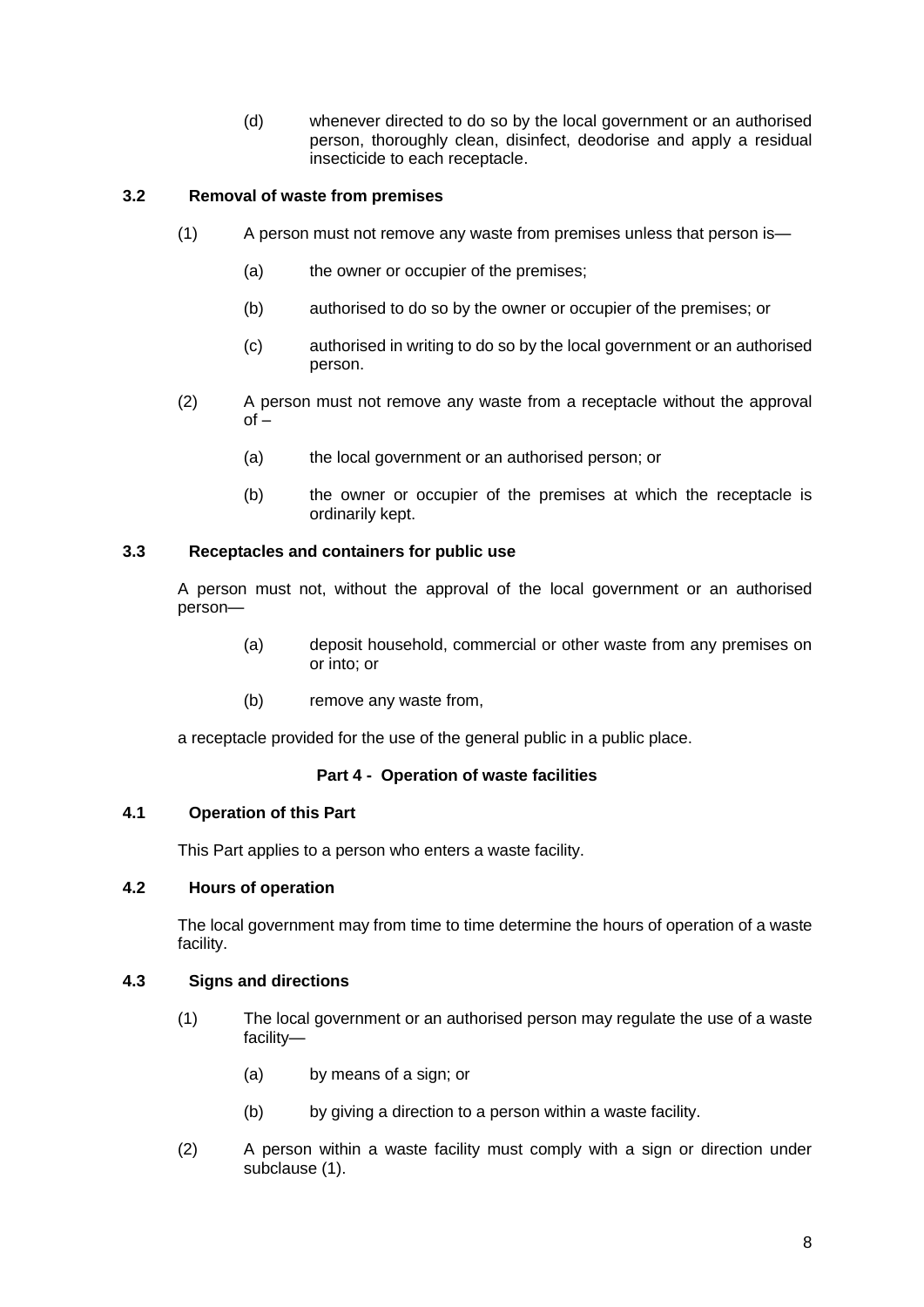(d) whenever directed to do so by the local government or an authorised person, thoroughly clean, disinfect, deodorise and apply a residual insecticide to each receptacle.

### 3.2 Removal of waste from premises

(1) A person must not remove any waste from premises unless that person is—

(a) the owner or occupier of the premises;

(b) authorised to do so by the owner or occupier of the premises; or

(c) authorised in writing to do so by the local government or an authorised person.

(2) A person must not remove any waste from a receptacle without the approval of –

(a) the local government or an authorised person; or

(b) the owner or occupier of the premises at which the receptacle is ordinarily kept.

### 3.3 Receptacles and containers for public use

A person must not, without the approval of the local government or an authorised person—

(a) deposit household, commercial or other waste from any premises on or into; or

(b) remove any waste from,

a receptacle provided for the use of the general public in a public place.

## Part 4 - Operation of waste facilities

### 4.1 Operation of this Part

This Part applies to a person who enters a waste facility.

### 4.2 Hours of operation

The local government may from time to time determine the hours of operation of a waste facility.

### 4.3 Signs and directions

(1) The local government or an authorised person may regulate the use of a waste facility—

(a) by means of a sign; or

(b) by giving a direction to a person within a waste facility.

(2) A person within a waste facility must comply with a sign or direction under subclause (1).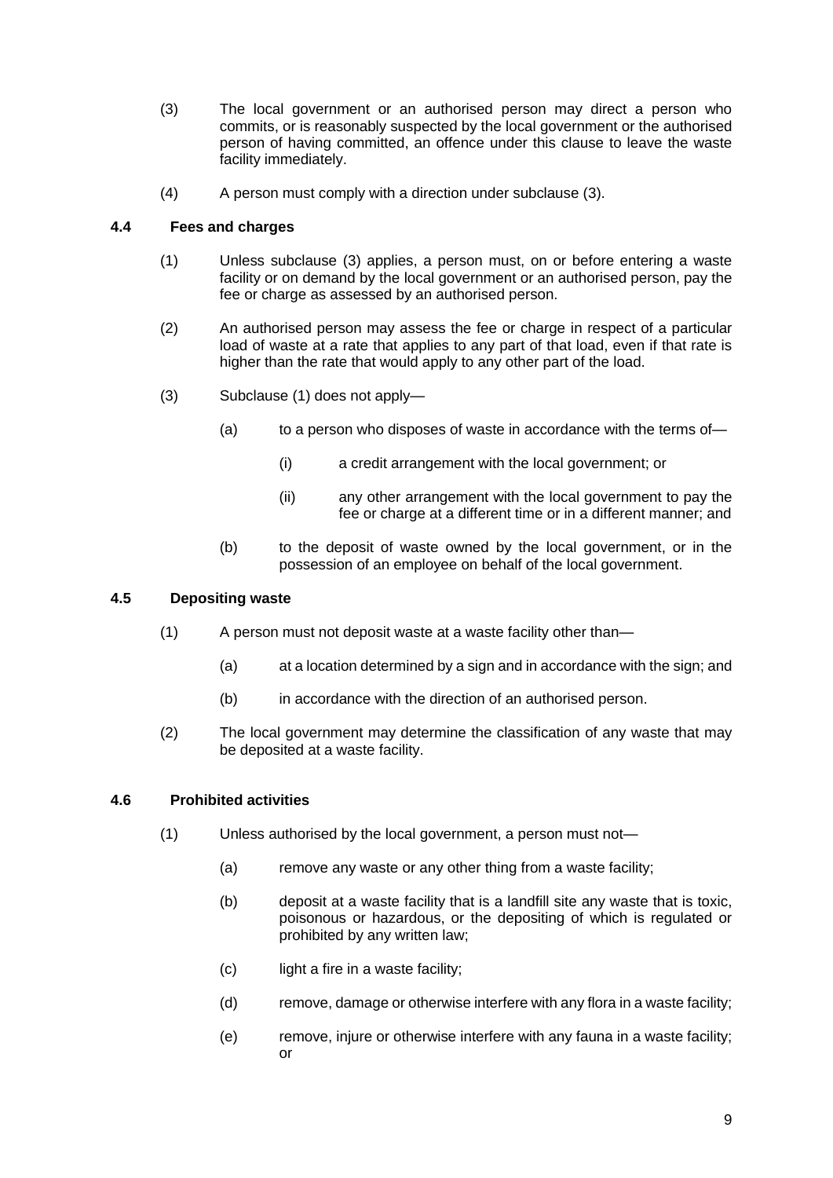(3) The local government or an authorised person may direct a person who commits, or is reasonably suspected by the local government or the authorised person of having committed, an offence under this clause to leave the waste facility immediately.

(4) A person must comply with a direction under subclause (3).

### 4.4 Fees and charges

(1) Unless subclause (3) applies, a person must, on or before entering a waste facility or on demand by the local government or an authorised person, pay the fee or charge as assessed by an authorised person.

(2) An authorised person may assess the fee or charge in respect of a particular load of waste at a rate that applies to any part of that load, even if that rate is higher than the rate that would apply to any other part of the load.

(3) Subclause (1) does not apply—

- (a) to a person who disposes of waste in accordance with the terms of—
  - (i) a credit arrangement with the local government; or
  - (ii) any other arrangement with the local government to pay the fee or charge at a different time or in a different manner; and
- (b) to the deposit of waste owned by the local government, or in the possession of an employee on behalf of the local government.

### 4.5 Depositing waste

(1) A person must not deposit waste at a waste facility other than—

- (a) at a location determined by a sign and in accordance with the sign; and
- (b) in accordance with the direction of an authorised person.

(2) The local government may determine the classification of any waste that may be deposited at a waste facility.

### 4.6 Prohibited activities

(1) Unless authorised by the local government, a person must not—

- (a) remove any waste or any other thing from a waste facility;
- (b) deposit at a waste facility that is a landfill site any waste that is toxic, poisonous or hazardous, or the depositing of which is regulated or prohibited by any written law;
- (c) light a fire in a waste facility;
- (d) remove, damage or otherwise interfere with any flora in a waste facility;
- (e) remove, injure or otherwise interfere with any fauna in a waste facility; or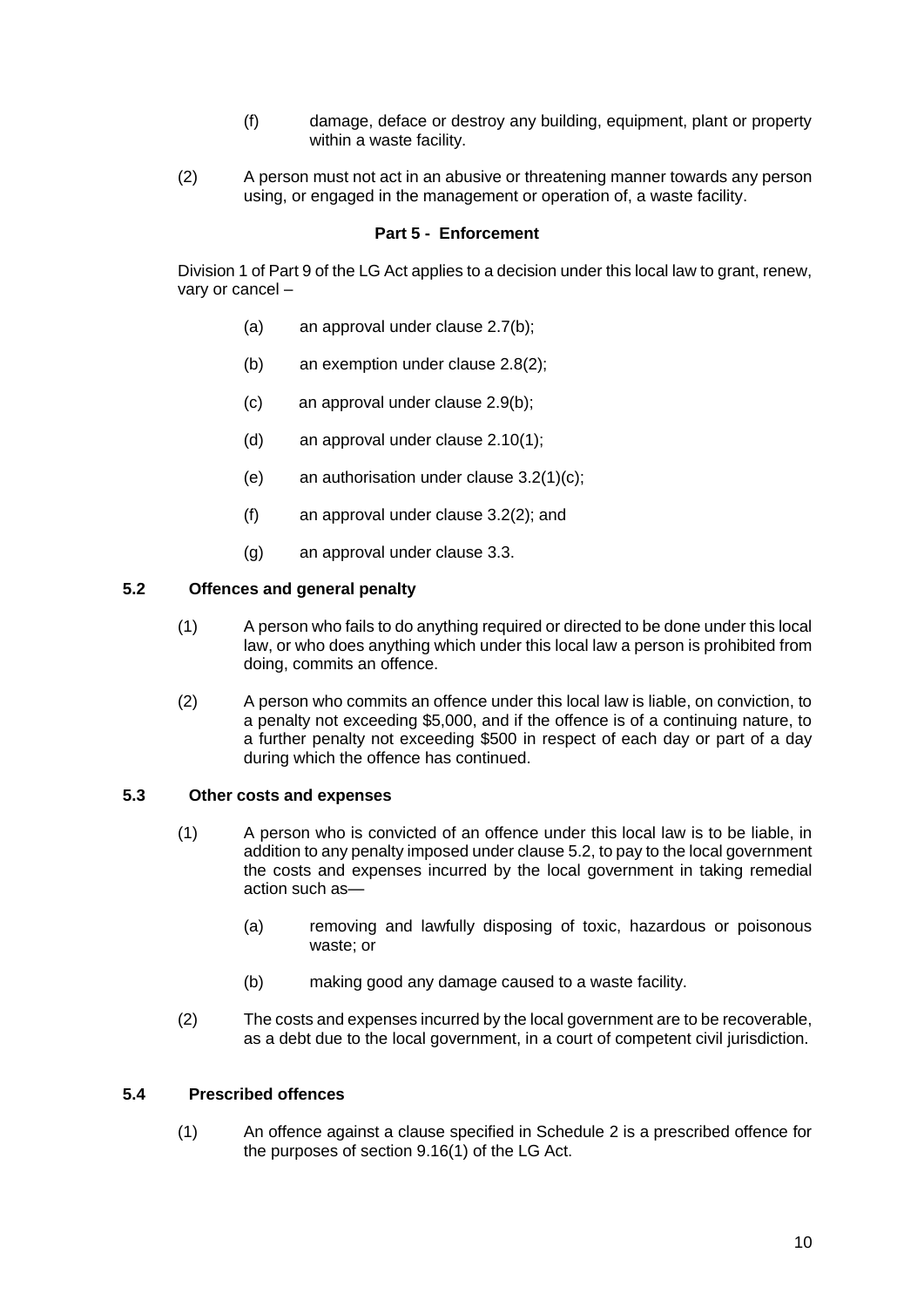(f) damage, deface or destroy any building, equipment, plant or property within a waste facility.

(2) A person must not act in an abusive or threatening manner towards any person using, or engaged in the management or operation of, a waste facility.

## Part 5 - Enforcement

Division 1 of Part 9 of the LG Act applies to a decision under this local law to grant, renew, vary or cancel –

(a) an approval under clause 2.7(b);

(b) an exemption under clause 2.8(2);

(c) an approval under clause 2.9(b);

(d) an approval under clause 2.10(1);

(e) an authorisation under clause 3.2(1)(c);

(f) an approval under clause 3.2(2); and

(g) an approval under clause 3.3.

### 5.2 Offences and general penalty

(1) A person who fails to do anything required or directed to be done under this local law, or who does anything which under this local law a person is prohibited from doing, commits an offence.

(2) A person who commits an offence under this local law is liable, on conviction, to a penalty not exceeding $5,000, and if the offence is of a continuing nature, to a further penalty not exceeding $500 in respect of each day or part of a day during which the offence has continued.

### 5.3 Other costs and expenses

(1) A person who is convicted of an offence under this local law is to be liable, in addition to any penalty imposed under clause 5.2, to pay to the local government the costs and expenses incurred by the local government in taking remedial action such as—

(a) removing and lawfully disposing of toxic, hazardous or poisonous waste; or

(b) making good any damage caused to a waste facility.

(2) The costs and expenses incurred by the local government are to be recoverable, as a debt due to the local government, in a court of competent civil jurisdiction.

### 5.4 Prescribed offences

(1) An offence against a clause specified in Schedule 2 is a prescribed offence for the purposes of section 9.16(1) of the LG Act.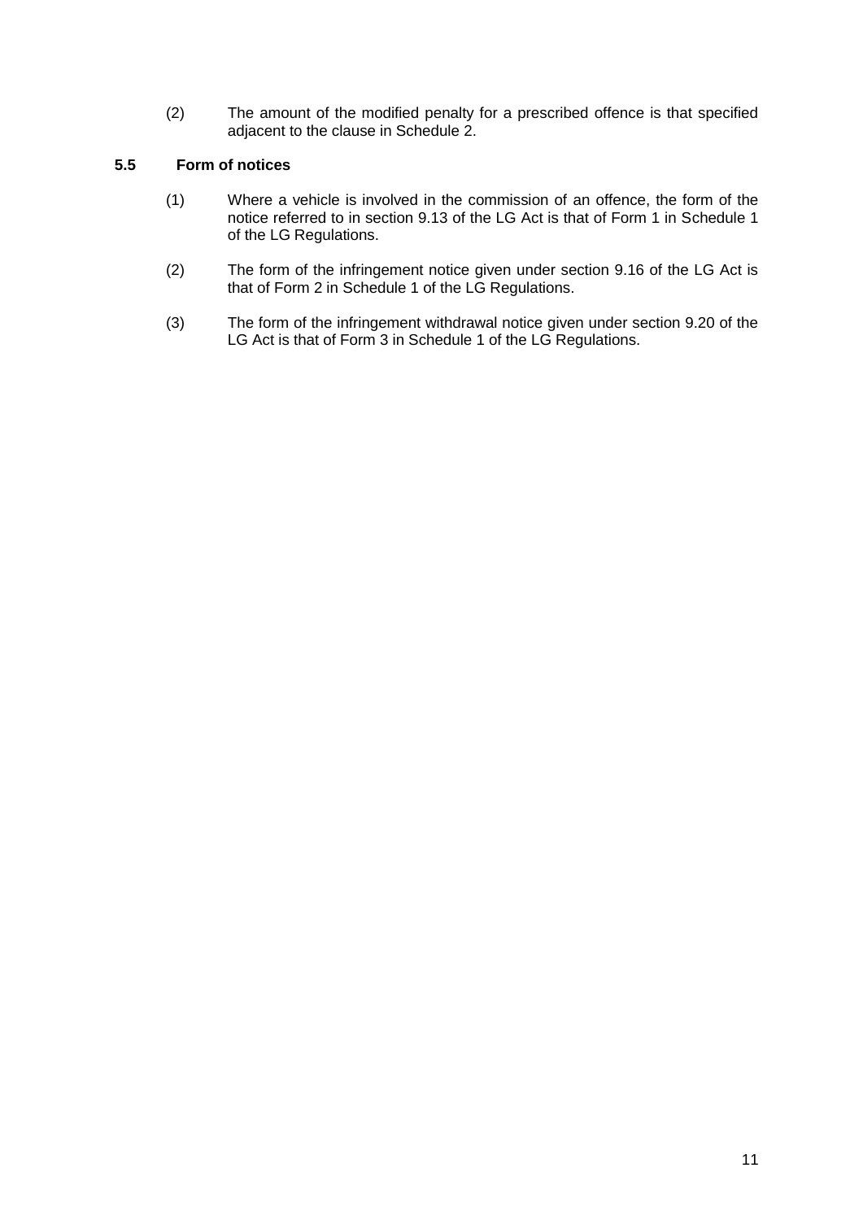(2) The amount of the modified penalty for a prescribed offence is that specified adjacent to the clause in Schedule 2.

### 5.5 Form of notices

(1) Where a vehicle is involved in the commission of an offence, the form of the notice referred to in section 9.13 of the LG Act is that of Form 1 in Schedule 1 of the LG Regulations.

(2) The form of the infringement notice given under section 9.16 of the LG Act is that of Form 2 in Schedule 1 of the LG Regulations.

(3) The form of the infringement withdrawal notice given under section 9.20 of the LG Act is that of Form 3 in Schedule 1 of the LG Regulations.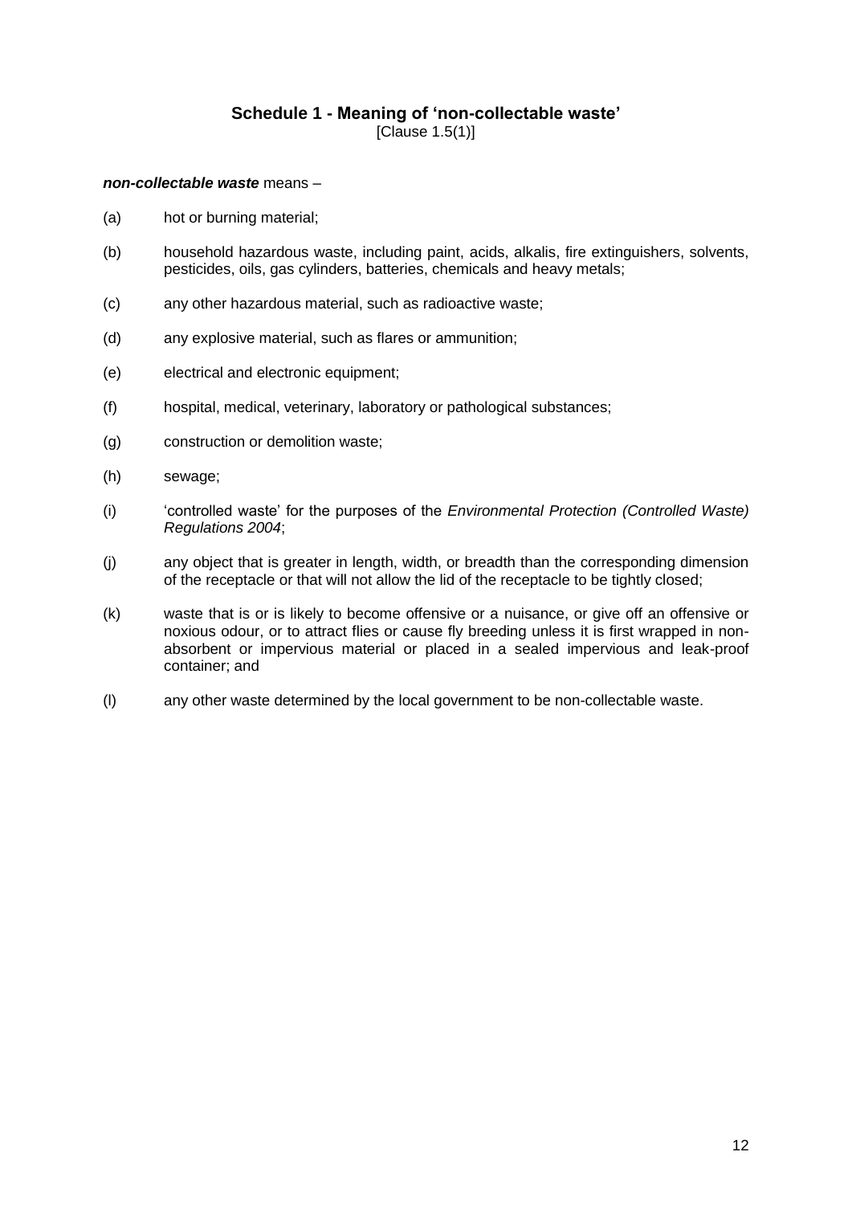## Schedule 1 - Meaning of 'non-collectable waste'

[Clause 1.5(1)]

***non-collectable waste*** means –

(a) hot or burning material;

(b) household hazardous waste, including paint, acids, alkalis, fire extinguishers, solvents, pesticides, oils, gas cylinders, batteries, chemicals and heavy metals;

(c) any other hazardous material, such as radioactive waste;

(d) any explosive material, such as flares or ammunition;

(e) electrical and electronic equipment;

(f) hospital, medical, veterinary, laboratory or pathological substances;

(g) construction or demolition waste;

(h) sewage;

(i) 'controlled waste' for the purposes of the *Environmental Protection (Controlled Waste) Regulations 2004*;

(j) any object that is greater in length, width, or breadth than the corresponding dimension of the receptacle or that will not allow the lid of the receptacle to be tightly closed;

(k) waste that is or is likely to become offensive or a nuisance, or give off an offensive or noxious odour, or to attract flies or cause fly breeding unless it is first wrapped in non-absorbent or impervious material or placed in a sealed impervious and leak-proof container; and

(l) any other waste determined by the local government to be non-collectable waste.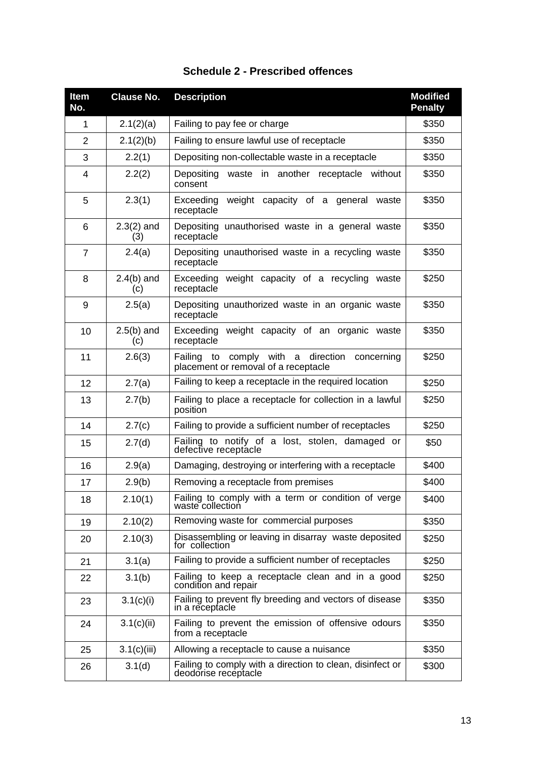## Schedule 2 - Prescribed offences

| Item No. | Clause No. | Description | Modified Penalty |
|---|---|---|---|
| 1 | 2.1(2)(a) | Failing to pay fee or charge | $350 |
| 2 | 2.1(2)(b) | Failing to ensure lawful use of receptacle | $350 |
| 3 | 2.2(1) | Depositing non-collectable waste in a receptacle | $350 |
| 4 | 2.2(2) | Depositing waste in another receptacle without consent | $350 |
| 5 | 2.3(1) | Exceeding weight capacity of a general waste receptacle | $350 |
| 6 | 2.3(2) and (3) | Depositing unauthorised waste in a general waste receptacle | $350 |
| 7 | 2.4(a) | Depositing unauthorised waste in a recycling waste receptacle | $350 |
| 8 | 2.4(b) and (c) | Exceeding weight capacity of a recycling waste receptacle | $250 |
| 9 | 2.5(a) | Depositing unauthorized waste in an organic waste receptacle | $350 |
| 10 | 2.5(b) and (c) | Exceeding weight capacity of an organic waste receptacle | $350 |
| 11 | 2.6(3) | Failing to comply with a direction concerning placement or removal of a receptacle | $250 |
| 12 | 2.7(a) | Failing to keep a receptacle in the required location | $250 |
| 13 | 2.7(b) | Failing to place a receptacle for collection in a lawful position | $250 |
| 14 | 2.7(c) | Failing to provide a sufficient number of receptacles | $250 |
| 15 | 2.7(d) | Failing to notify of a lost, stolen, damaged or defective receptacle | $50 |
| 16 | 2.9(a) | Damaging, destroying or interfering with a receptacle | $400 |
| 17 | 2.9(b) | Removing a receptacle from premises | $400 |
| 18 | 2.10(1) | Failing to comply with a term or condition of verge waste collection | $400 |
| 19 | 2.10(2) | Removing waste for commercial purposes | $350 |
| 20 | 2.10(3) | Disassembling or leaving in disarray waste deposited for collection | $250 |
| 21 | 3.1(a) | Failing to provide a sufficient number of receptacles | $250 |
| 22 | 3.1(b) | Failing to keep a receptacle clean and in a good condition and repair | $250 |
| 23 | 3.1(c)(i) | Failing to prevent fly breeding and vectors of disease in a receptacle | $350 |
| 24 | 3.1(c)(ii) | Failing to prevent the emission of offensive odours from a receptacle | $350 |
| 25 | 3.1(c)(iii) | Allowing a receptacle to cause a nuisance | $350 |
| 26 | 3.1(d) | Failing to comply with a direction to clean, disinfect or deodorise receptacle | $300 |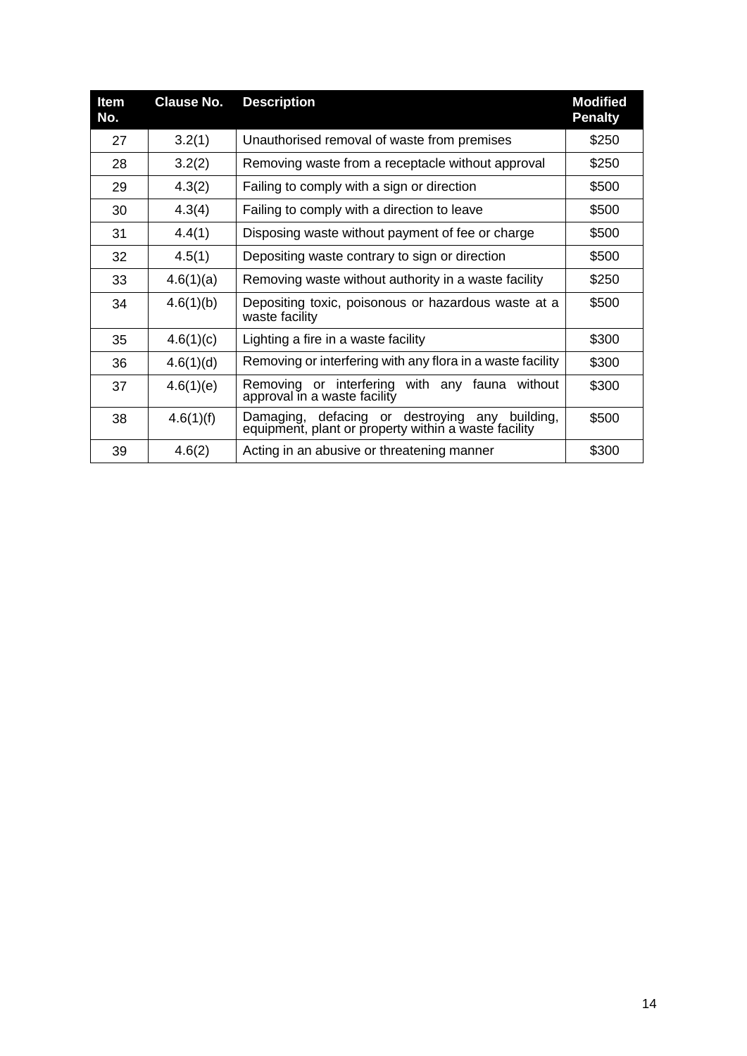| Item No. | Clause No. | Description | Modified Penalty |
|---|---|---|---|
| 27 | 3.2(1) | Unauthorised removal of waste from premises | $250 |
| 28 | 3.2(2) | Removing waste from a receptacle without approval | $250 |
| 29 | 4.3(2) | Failing to comply with a sign or direction | $500 |
| 30 | 4.3(4) | Failing to comply with a direction to leave | $500 |
| 31 | 4.4(1) | Disposing waste without payment of fee or charge | $500 |
| 32 | 4.5(1) | Depositing waste contrary to sign or direction | $500 |
| 33 | 4.6(1)(a) | Removing waste without authority in a waste facility | $250 |
| 34 | 4.6(1)(b) | Depositing toxic, poisonous or hazardous waste at a waste facility | $500 |
| 35 | 4.6(1)(c) | Lighting a fire in a waste facility | $300 |
| 36 | 4.6(1)(d) | Removing or interfering with any flora in a waste facility | $300 |
| 37 | 4.6(1)(e) | Removing or interfering with any fauna without approval in a waste facility | $300 |
| 38 | 4.6(1)(f) | Damaging, defacing or destroying any building, equipment, plant or property within a waste facility | $500 |
| 39 | 4.6(2) | Acting in an abusive or threatening manner | $300 |